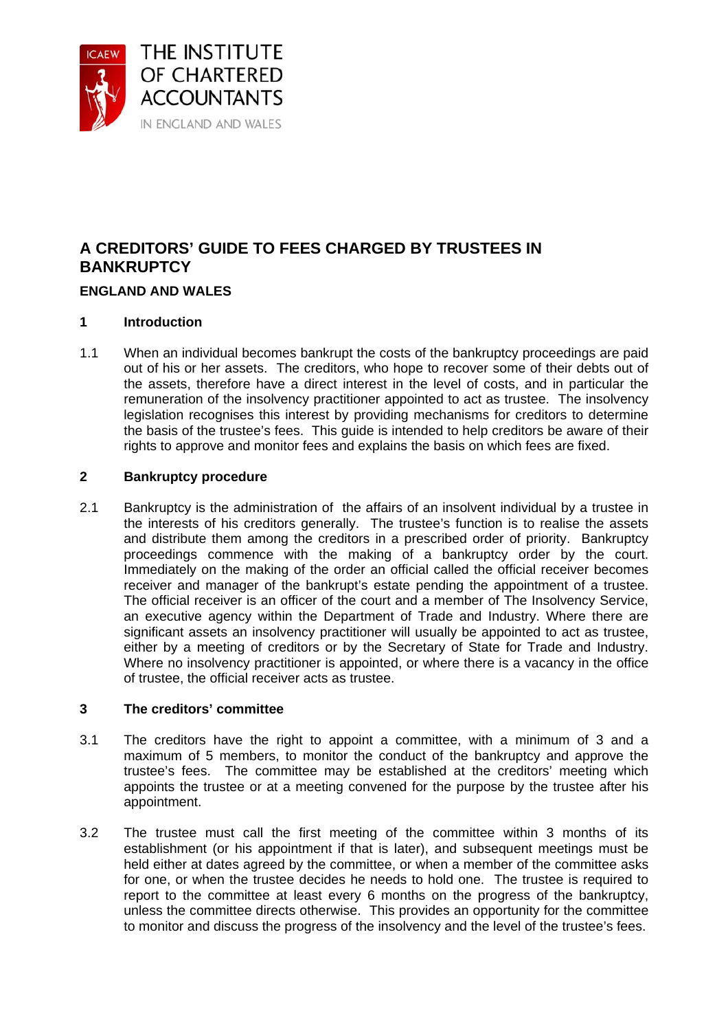THE INSTITUTE OF CHARTERED ACCOUNTANTS IN ENGLAND AND WALES

# A CREDITORS' GUIDE TO FEES CHARGED BY TRUSTEES IN BANKRUPTCY

**ENGLAND AND WALES**

## 1 Introduction

1.1 When an individual becomes bankrupt the costs of the bankruptcy proceedings are paid out of his or her assets. The creditors, who hope to recover some of their debts out of the assets, therefore have a direct interest in the level of costs, and in particular the remuneration of the insolvency practitioner appointed to act as trustee. The insolvency legislation recognises this interest by providing mechanisms for creditors to determine the basis of the trustee's fees. This guide is intended to help creditors be aware of their rights to approve and monitor fees and explains the basis on which fees are fixed.

## 2 Bankruptcy procedure

2.1 Bankruptcy is the administration of the affairs of an insolvent individual by a trustee in the interests of his creditors generally. The trustee's function is to realise the assets and distribute them among the creditors in a prescribed order of priority. Bankruptcy proceedings commence with the making of a bankruptcy order by the court. Immediately on the making of the order an official called the official receiver becomes receiver and manager of the bankrupt's estate pending the appointment of a trustee. The official receiver is an officer of the court and a member of The Insolvency Service, an executive agency within the Department of Trade and Industry. Where there are significant assets an insolvency practitioner will usually be appointed to act as trustee, either by a meeting of creditors or by the Secretary of State for Trade and Industry. Where no insolvency practitioner is appointed, or where there is a vacancy in the office of trustee, the official receiver acts as trustee.

## 3 The creditors' committee

3.1 The creditors have the right to appoint a committee, with a minimum of 3 and a maximum of 5 members, to monitor the conduct of the bankruptcy and approve the trustee's fees. The committee may be established at the creditors' meeting which appoints the trustee or at a meeting convened for the purpose by the trustee after his appointment.

3.2 The trustee must call the first meeting of the committee within 3 months of its establishment (or his appointment if that is later), and subsequent meetings must be held either at dates agreed by the committee, or when a member of the committee asks for one, or when the trustee decides he needs to hold one. The trustee is required to report to the committee at least every 6 months on the progress of the bankruptcy, unless the committee directs otherwise. This provides an opportunity for the committee to monitor and discuss the progress of the insolvency and the level of the trustee's fees.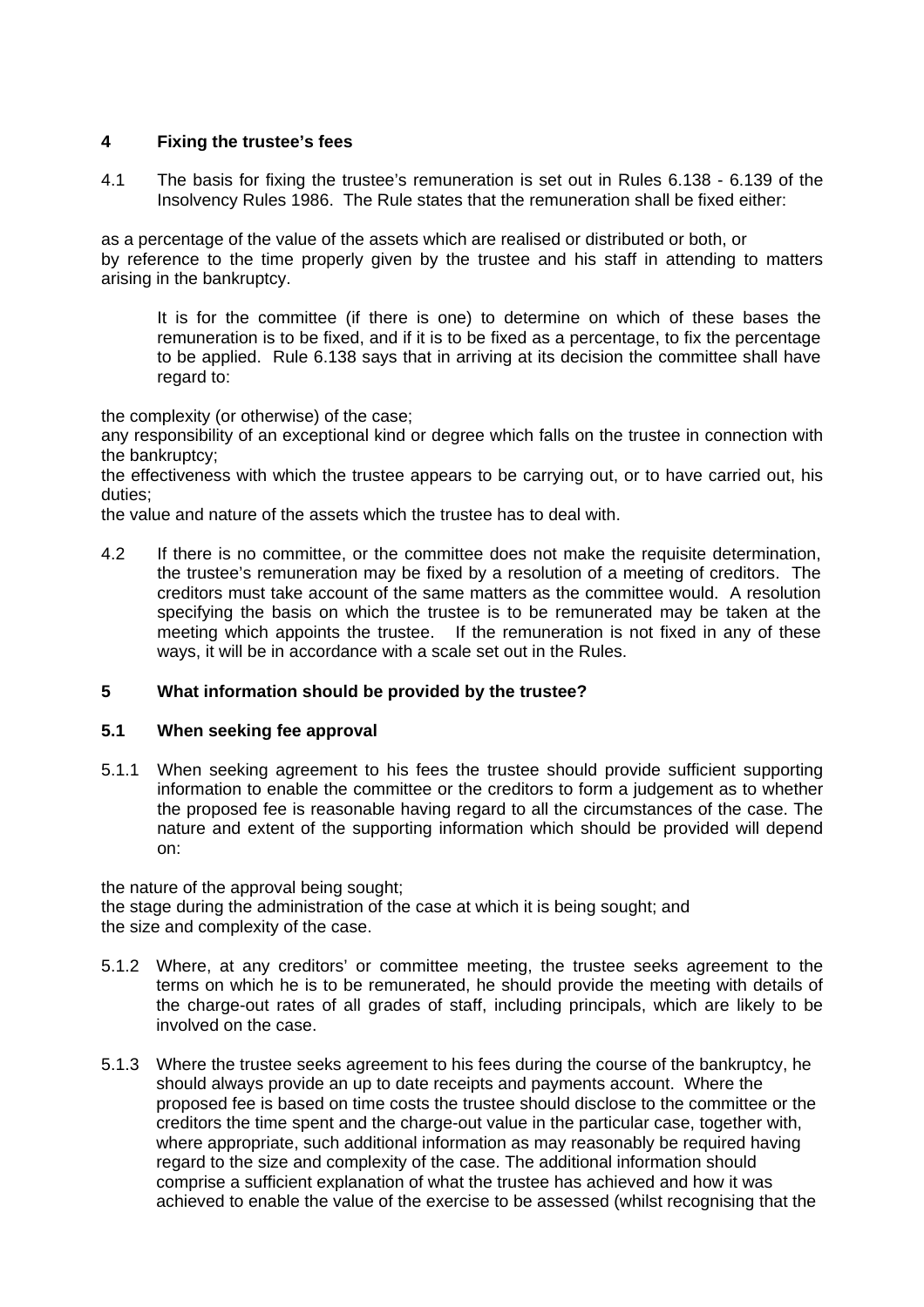## 4 Fixing the trustee's fees

4.1 The basis for fixing the trustee's remuneration is set out in Rules 6.138 - 6.139 of the Insolvency Rules 1986. The Rule states that the remuneration shall be fixed either:

as a percentage of the value of the assets which are realised or distributed or both, or
by reference to the time properly given by the trustee and his staff in attending to matters arising in the bankruptcy.

It is for the committee (if there is one) to determine on which of these bases the remuneration is to be fixed, and if it is to be fixed as a percentage, to fix the percentage to be applied. Rule 6.138 says that in arriving at its decision the committee shall have regard to:

the complexity (or otherwise) of the case;
any responsibility of an exceptional kind or degree which falls on the trustee in connection with the bankruptcy;
the effectiveness with which the trustee appears to be carrying out, or to have carried out, his duties;
the value and nature of the assets which the trustee has to deal with.

4.2 If there is no committee, or the committee does not make the requisite determination, the trustee's remuneration may be fixed by a resolution of a meeting of creditors. The creditors must take account of the same matters as the committee would. A resolution specifying the basis on which the trustee is to be remunerated may be taken at the meeting which appoints the trustee. If the remuneration is not fixed in any of these ways, it will be in accordance with a scale set out in the Rules.

## 5 What information should be provided by the trustee?

### 5.1 When seeking fee approval

5.1.1 When seeking agreement to his fees the trustee should provide sufficient supporting information to enable the committee or the creditors to form a judgement as to whether the proposed fee is reasonable having regard to all the circumstances of the case. The nature and extent of the supporting information which should be provided will depend on:

the nature of the approval being sought;
the stage during the administration of the case at which it is being sought; and
the size and complexity of the case.

5.1.2 Where, at any creditors' or committee meeting, the trustee seeks agreement to the terms on which he is to be remunerated, he should provide the meeting with details of the charge-out rates of all grades of staff, including principals, which are likely to be involved on the case.

5.1.3 Where the trustee seeks agreement to his fees during the course of the bankruptcy, he should always provide an up to date receipts and payments account. Where the proposed fee is based on time costs the trustee should disclose to the committee or the creditors the time spent and the charge-out value in the particular case, together with, where appropriate, such additional information as may reasonably be required having regard to the size and complexity of the case. The additional information should comprise a sufficient explanation of what the trustee has achieved and how it was achieved to enable the value of the exercise to be assessed (whilst recognising that the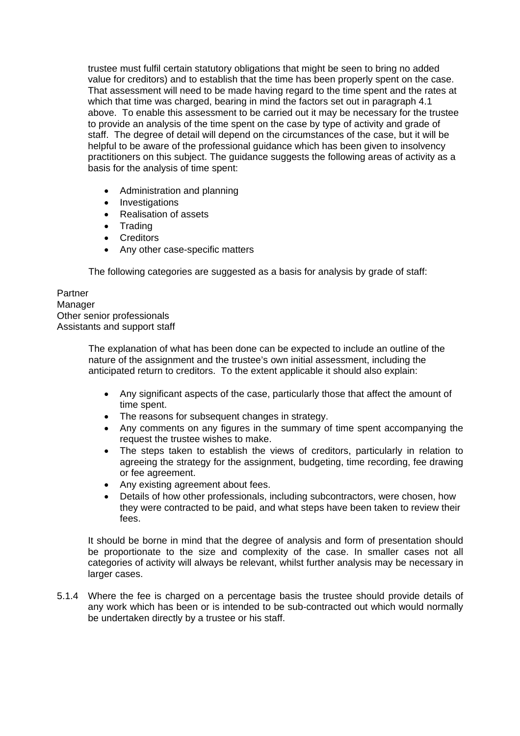trustee must fulfil certain statutory obligations that might be seen to bring no added value for creditors) and to establish that the time has been properly spent on the case. That assessment will need to be made having regard to the time spent and the rates at which that time was charged, bearing in mind the factors set out in paragraph 4.1 above. To enable this assessment to be carried out it may be necessary for the trustee to provide an analysis of the time spent on the case by type of activity and grade of staff. The degree of detail will depend on the circumstances of the case, but it will be helpful to be aware of the professional guidance which has been given to insolvency practitioners on this subject. The guidance suggests the following areas of activity as a basis for the analysis of time spent:

- Administration and planning
- Investigations
- Realisation of assets
- Trading
- Creditors
- Any other case-specific matters

The following categories are suggested as a basis for analysis by grade of staff:

Partner
Manager
Other senior professionals
Assistants and support staff

The explanation of what has been done can be expected to include an outline of the nature of the assignment and the trustee's own initial assessment, including the anticipated return to creditors. To the extent applicable it should also explain:

- Any significant aspects of the case, particularly those that affect the amount of time spent.
- The reasons for subsequent changes in strategy.
- Any comments on any figures in the summary of time spent accompanying the request the trustee wishes to make.
- The steps taken to establish the views of creditors, particularly in relation to agreeing the strategy for the assignment, budgeting, time recording, fee drawing or fee agreement.
- Any existing agreement about fees.
- Details of how other professionals, including subcontractors, were chosen, how they were contracted to be paid, and what steps have been taken to review their fees.

It should be borne in mind that the degree of analysis and form of presentation should be proportionate to the size and complexity of the case. In smaller cases not all categories of activity will always be relevant, whilst further analysis may be necessary in larger cases.

5.1.4 Where the fee is charged on a percentage basis the trustee should provide details of any work which has been or is intended to be sub-contracted out which would normally be undertaken directly by a trustee or his staff.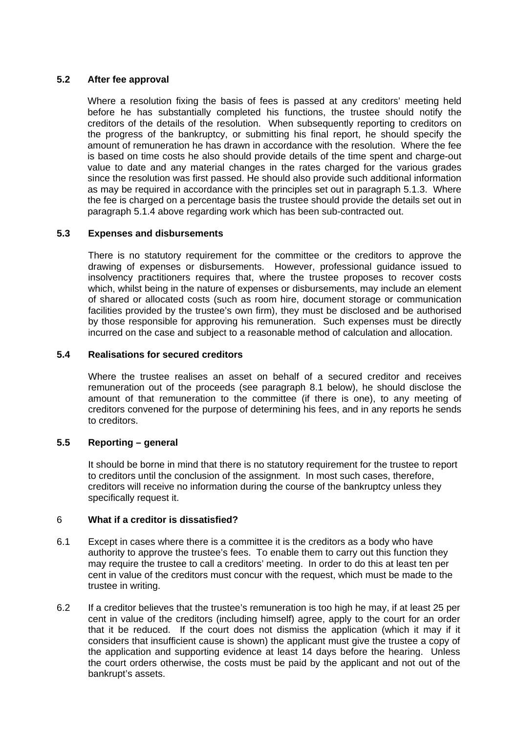### 5.2 After fee approval

Where a resolution fixing the basis of fees is passed at any creditors' meeting held before he has substantially completed his functions, the trustee should notify the creditors of the details of the resolution. When subsequently reporting to creditors on the progress of the bankruptcy, or submitting his final report, he should specify the amount of remuneration he has drawn in accordance with the resolution. Where the fee is based on time costs he also should provide details of the time spent and charge-out value to date and any material changes in the rates charged for the various grades since the resolution was first passed. He should also provide such additional information as may be required in accordance with the principles set out in paragraph 5.1.3. Where the fee is charged on a percentage basis the trustee should provide the details set out in paragraph 5.1.4 above regarding work which has been sub-contracted out.

### 5.3 Expenses and disbursements

There is no statutory requirement for the committee or the creditors to approve the drawing of expenses or disbursements. However, professional guidance issued to insolvency practitioners requires that, where the trustee proposes to recover costs which, whilst being in the nature of expenses or disbursements, may include an element of shared or allocated costs (such as room hire, document storage or communication facilities provided by the trustee's own firm), they must be disclosed and be authorised by those responsible for approving his remuneration. Such expenses must be directly incurred on the case and subject to a reasonable method of calculation and allocation.

### 5.4 Realisations for secured creditors

Where the trustee realises an asset on behalf of a secured creditor and receives remuneration out of the proceeds (see paragraph 8.1 below), he should disclose the amount of that remuneration to the committee (if there is one), to any meeting of creditors convened for the purpose of determining his fees, and in any reports he sends to creditors.

### 5.5 Reporting – general

It should be borne in mind that there is no statutory requirement for the trustee to report to creditors until the conclusion of the assignment. In most such cases, therefore, creditors will receive no information during the course of the bankruptcy unless they specifically request it.

## 6 What if a creditor is dissatisfied?

6.1 Except in cases where there is a committee it is the creditors as a body who have authority to approve the trustee's fees. To enable them to carry out this function they may require the trustee to call a creditors' meeting. In order to do this at least ten per cent in value of the creditors must concur with the request, which must be made to the trustee in writing.

6.2 If a creditor believes that the trustee's remuneration is too high he may, if at least 25 per cent in value of the creditors (including himself) agree, apply to the court for an order that it be reduced. If the court does not dismiss the application (which it may if it considers that insufficient cause is shown) the applicant must give the trustee a copy of the application and supporting evidence at least 14 days before the hearing. Unless the court orders otherwise, the costs must be paid by the applicant and not out of the bankrupt's assets.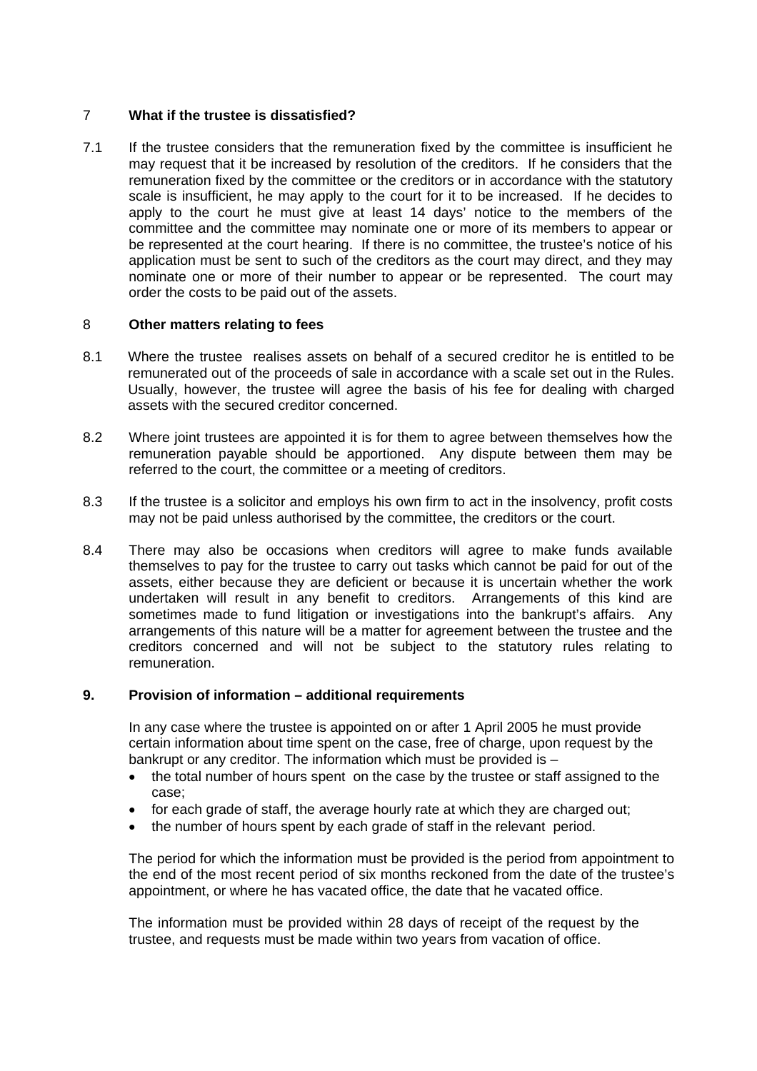## 7 **What if the trustee is dissatisfied?**

7.1 If the trustee considers that the remuneration fixed by the committee is insufficient he may request that it be increased by resolution of the creditors. If he considers that the remuneration fixed by the committee or the creditors or in accordance with the statutory scale is insufficient, he may apply to the court for it to be increased. If he decides to apply to the court he must give at least 14 days' notice to the members of the committee and the committee may nominate one or more of its members to appear or be represented at the court hearing. If there is no committee, the trustee's notice of his application must be sent to such of the creditors as the court may direct, and they may nominate one or more of their number to appear or be represented. The court may order the costs to be paid out of the assets.

## 8 **Other matters relating to fees**

8.1 Where the trustee realises assets on behalf of a secured creditor he is entitled to be remunerated out of the proceeds of sale in accordance with a scale set out in the Rules. Usually, however, the trustee will agree the basis of his fee for dealing with charged assets with the secured creditor concerned.

8.2 Where joint trustees are appointed it is for them to agree between themselves how the remuneration payable should be apportioned. Any dispute between them may be referred to the court, the committee or a meeting of creditors.

8.3 If the trustee is a solicitor and employs his own firm to act in the insolvency, profit costs may not be paid unless authorised by the committee, the creditors or the court.

8.4 There may also be occasions when creditors will agree to make funds available themselves to pay for the trustee to carry out tasks which cannot be paid for out of the assets, either because they are deficient or because it is uncertain whether the work undertaken will result in any benefit to creditors. Arrangements of this kind are sometimes made to fund litigation or investigations into the bankrupt's affairs. Any arrangements of this nature will be a matter for agreement between the trustee and the creditors concerned and will not be subject to the statutory rules relating to remuneration.

## **9. Provision of information – additional requirements**

In any case where the trustee is appointed on or after 1 April 2005 he must provide certain information about time spent on the case, free of charge, upon request by the bankrupt or any creditor. The information which must be provided is –

- the total number of hours spent on the case by the trustee or staff assigned to the case;
- for each grade of staff, the average hourly rate at which they are charged out;
- the number of hours spent by each grade of staff in the relevant period.

The period for which the information must be provided is the period from appointment to the end of the most recent period of six months reckoned from the date of the trustee's appointment, or where he has vacated office, the date that he vacated office.

The information must be provided within 28 days of receipt of the request by the trustee, and requests must be made within two years from vacation of office.